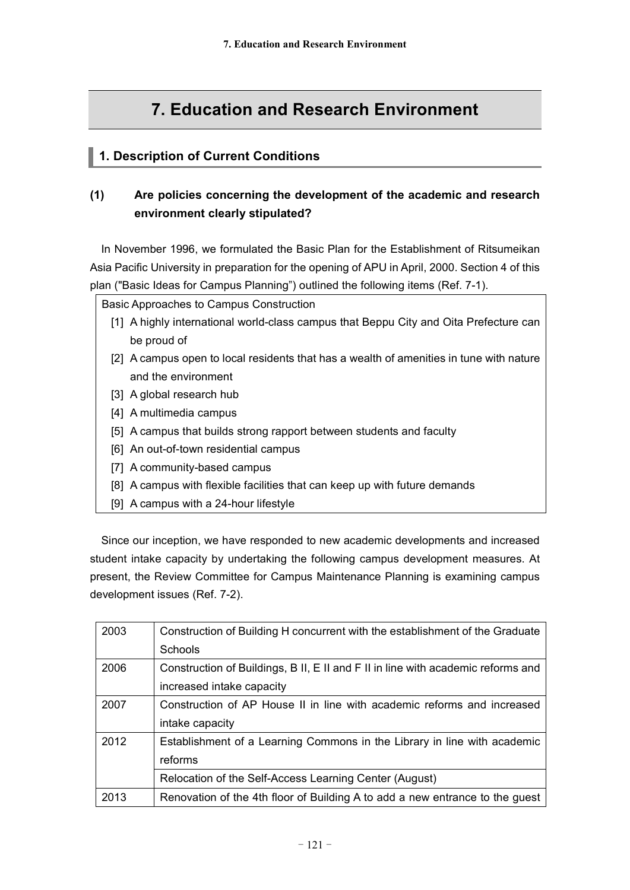# 7. Education and Research Environment

## 1. Description of Current Conditions

### (1) Are policies concerning the development of the academic and research environment clearly stipulated?

In November 1996, we formulated the Basic Plan for the Establishment of Ritsumeikan Asia Pacific University in preparation for the opening of APU in April, 2000. Section 4 of this plan ("Basic Ideas for Campus Planning") outlined the following items (Ref. 7-1).

| Basic Approaches to Campus Construction |
|---|
| [1] A highly international world-class campus that Beppu City and Oita Prefecture can be proud of |
| [2] A campus open to local residents that has a wealth of amenities in tune with nature and the environment |
| [3] A global research hub |
| [4] A multimedia campus |
| [5] A campus that builds strong rapport between students and faculty |
| [6] An out-of-town residential campus |
| [7] A community-based campus |
| [8] A campus with flexible facilities that can keep up with future demands |
| [9] A campus with a 24-hour lifestyle |

Since our inception, we have responded to new academic developments and increased student intake capacity by undertaking the following campus development measures. At present, the Review Committee for Campus Maintenance Planning is examining campus development issues (Ref. 7-2).

| Year | Measure |
|---|---|
| 2003 | Construction of Building H concurrent with the establishment of the Graduate Schools |
| 2006 | Construction of Buildings, B II, E II and F II in line with academic reforms and increased intake capacity |
| 2007 | Construction of AP House II in line with academic reforms and increased intake capacity |
| 2012 | Establishment of a Learning Commons in the Library in line with academic reforms |
| | Relocation of the Self-Access Learning Center (August) |
| 2013 | Renovation of the 4th floor of Building A to add a new entrance to the guest |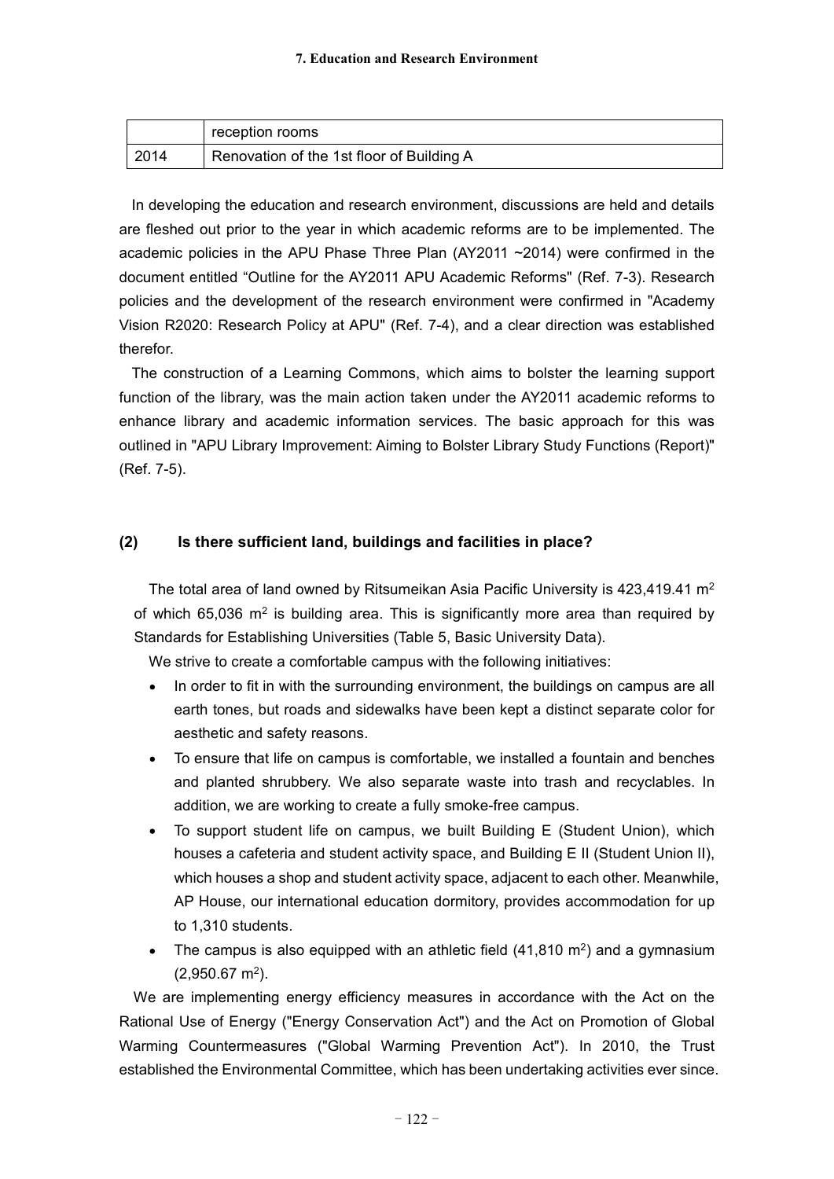|  | reception rooms |
| --- | --- |
| 2014 | Renovation of the 1st floor of Building A |

In developing the education and research environment, discussions are held and details are fleshed out prior to the year in which academic reforms are to be implemented. The academic policies in the APU Phase Three Plan (AY2011 ~2014) were confirmed in the document entitled "Outline for the AY2011 APU Academic Reforms" (Ref. 7-3). Research policies and the development of the research environment were confirmed in "Academy Vision R2020: Research Policy at APU" (Ref. 7-4), and a clear direction was established therefor.

The construction of a Learning Commons, which aims to bolster the learning support function of the library, was the main action taken under the AY2011 academic reforms to enhance library and academic information services. The basic approach for this was outlined in "APU Library Improvement: Aiming to Bolster Library Study Functions (Report)" (Ref. 7-5).

### (2) Is there sufficient land, buildings and facilities in place?

The total area of land owned by Ritsumeikan Asia Pacific University is 423,419.41 $m^2$ of which 65,036 $m^2$ is building area. This is significantly more area than required by Standards for Establishing Universities (Table 5, Basic University Data).

We strive to create a comfortable campus with the following initiatives:

- In order to fit in with the surrounding environment, the buildings on campus are all earth tones, but roads and sidewalks have been kept a distinct separate color for aesthetic and safety reasons.
- To ensure that life on campus is comfortable, we installed a fountain and benches and planted shrubbery. We also separate waste into trash and recyclables. In addition, we are working to create a fully smoke-free campus.
- To support student life on campus, we built Building E (Student Union), which houses a cafeteria and student activity space, and Building E II (Student Union II), which houses a shop and student activity space, adjacent to each other. Meanwhile, AP House, our international education dormitory, provides accommodation for up to 1,310 students.
- The campus is also equipped with an athletic field (41,810 $m^2$) and a gymnasium (2,950.67 $m^2$).

We are implementing energy efficiency measures in accordance with the Act on the Rational Use of Energy ("Energy Conservation Act") and the Act on Promotion of Global Warming Countermeasures ("Global Warming Prevention Act"). In 2010, the Trust established the Environmental Committee, which has been undertaking activities ever since.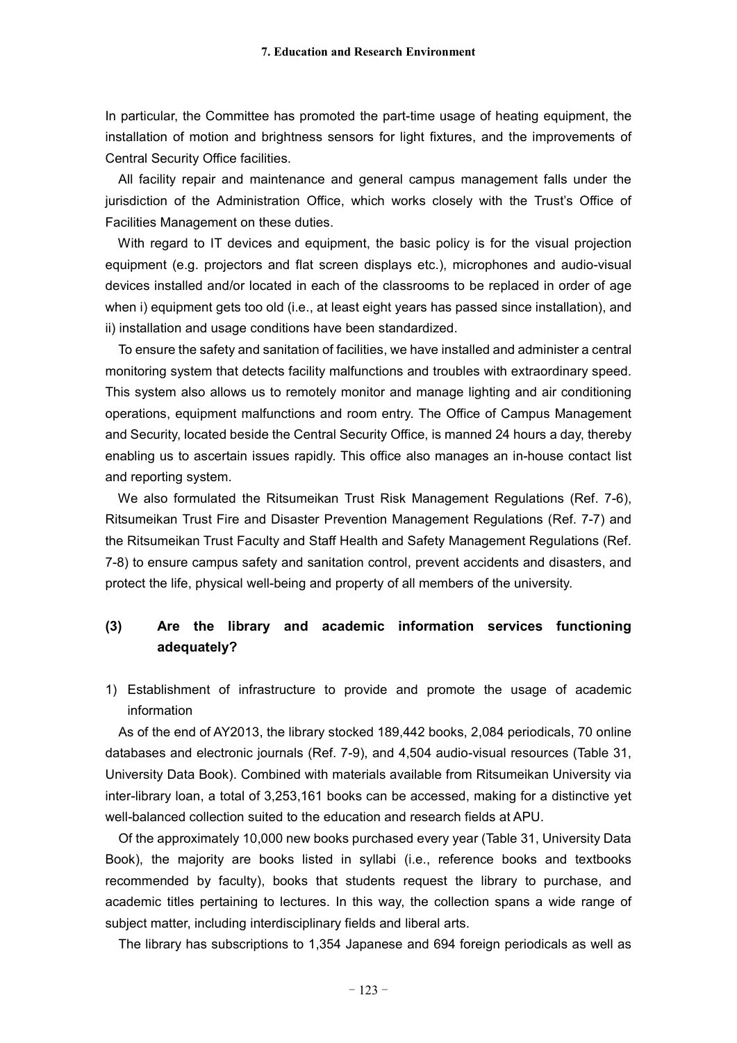In particular, the Committee has promoted the part-time usage of heating equipment, the installation of motion and brightness sensors for light fixtures, and the improvements of Central Security Office facilities.

All facility repair and maintenance and general campus management falls under the jurisdiction of the Administration Office, which works closely with the Trust's Office of Facilities Management on these duties.

With regard to IT devices and equipment, the basic policy is for the visual projection equipment (e.g. projectors and flat screen displays etc.), microphones and audio-visual devices installed and/or located in each of the classrooms to be replaced in order of age when i) equipment gets too old (i.e., at least eight years has passed since installation), and ii) installation and usage conditions have been standardized.

To ensure the safety and sanitation of facilities, we have installed and administer a central monitoring system that detects facility malfunctions and troubles with extraordinary speed. This system also allows us to remotely monitor and manage lighting and air conditioning operations, equipment malfunctions and room entry. The Office of Campus Management and Security, located beside the Central Security Office, is manned 24 hours a day, thereby enabling us to ascertain issues rapidly. This office also manages an in-house contact list and reporting system.

We also formulated the Ritsumeikan Trust Risk Management Regulations (Ref. 7-6), Ritsumeikan Trust Fire and Disaster Prevention Management Regulations (Ref. 7-7) and the Ritsumeikan Trust Faculty and Staff Health and Safety Management Regulations (Ref. 7-8) to ensure campus safety and sanitation control, prevent accidents and disasters, and protect the life, physical well-being and property of all members of the university.

## (3) Are the library and academic information services functioning adequately?

1) Establishment of infrastructure to provide and promote the usage of academic information

As of the end of AY2013, the library stocked 189,442 books, 2,084 periodicals, 70 online databases and electronic journals (Ref. 7-9), and 4,504 audio-visual resources (Table 31, University Data Book). Combined with materials available from Ritsumeikan University via inter-library loan, a total of 3,253,161 books can be accessed, making for a distinctive yet well-balanced collection suited to the education and research fields at APU.

Of the approximately 10,000 new books purchased every year (Table 31, University Data Book), the majority are books listed in syllabi (i.e., reference books and textbooks recommended by faculty), books that students request the library to purchase, and academic titles pertaining to lectures. In this way, the collection spans a wide range of subject matter, including interdisciplinary fields and liberal arts.

The library has subscriptions to 1,354 Japanese and 694 foreign periodicals as well as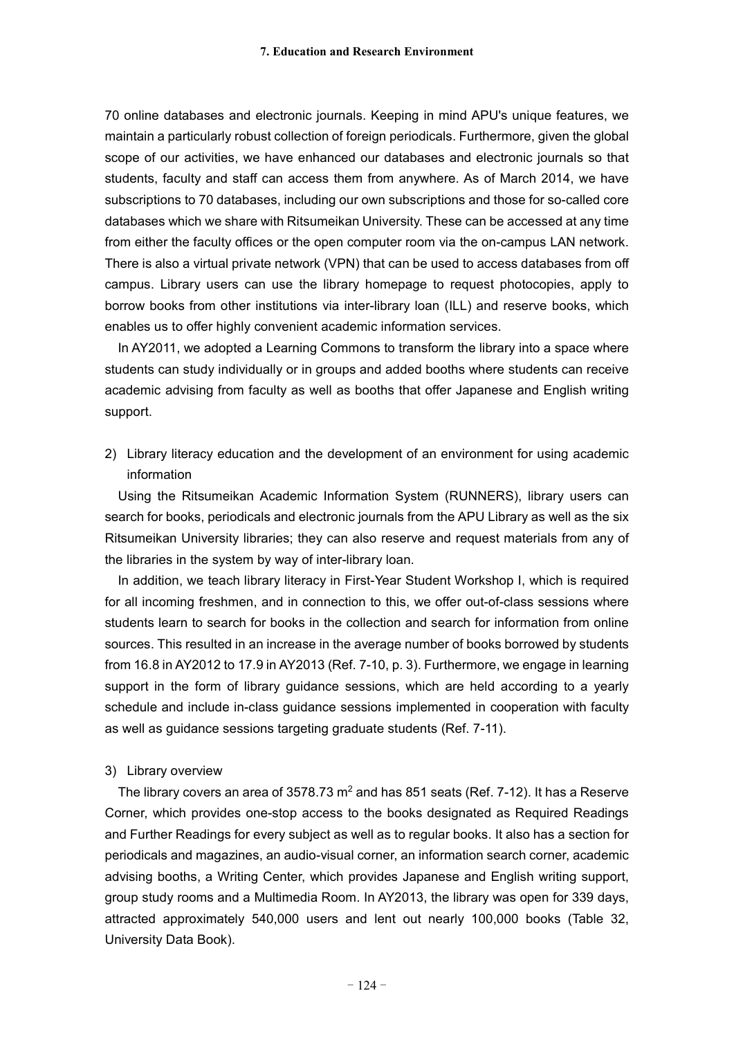70 online databases and electronic journals. Keeping in mind APU's unique features, we maintain a particularly robust collection of foreign periodicals. Furthermore, given the global scope of our activities, we have enhanced our databases and electronic journals so that students, faculty and staff can access them from anywhere. As of March 2014, we have subscriptions to 70 databases, including our own subscriptions and those for so-called core databases which we share with Ritsumeikan University. These can be accessed at any time from either the faculty offices or the open computer room via the on-campus LAN network. There is also a virtual private network (VPN) that can be used to access databases from off campus. Library users can use the library homepage to request photocopies, apply to borrow books from other institutions via inter-library loan (ILL) and reserve books, which enables us to offer highly convenient academic information services.

In AY2011, we adopted a Learning Commons to transform the library into a space where students can study individually or in groups and added booths where students can receive academic advising from faculty as well as booths that offer Japanese and English writing support.

2) Library literacy education and the development of an environment for using academic information

Using the Ritsumeikan Academic Information System (RUNNERS), library users can search for books, periodicals and electronic journals from the APU Library as well as the six Ritsumeikan University libraries; they can also reserve and request materials from any of the libraries in the system by way of inter-library loan.

In addition, we teach library literacy in First-Year Student Workshop I, which is required for all incoming freshmen, and in connection to this, we offer out-of-class sessions where students learn to search for books in the collection and search for information from online sources. This resulted in an increase in the average number of books borrowed by students from 16.8 in AY2012 to 17.9 in AY2013 (Ref. 7-10, p. 3). Furthermore, we engage in learning support in the form of library guidance sessions, which are held according to a yearly schedule and include in-class guidance sessions implemented in cooperation with faculty as well as guidance sessions targeting graduate students (Ref. 7-11).

3) Library overview

The library covers an area of 3578.73 m$^2$ and has 851 seats (Ref. 7-12). It has a Reserve Corner, which provides one-stop access to the books designated as Required Readings and Further Readings for every subject as well as to regular books. It also has a section for periodicals and magazines, an audio-visual corner, an information search corner, academic advising booths, a Writing Center, which provides Japanese and English writing support, group study rooms and a Multimedia Room. In AY2013, the library was open for 339 days, attracted approximately 540,000 users and lent out nearly 100,000 books (Table 32, University Data Book).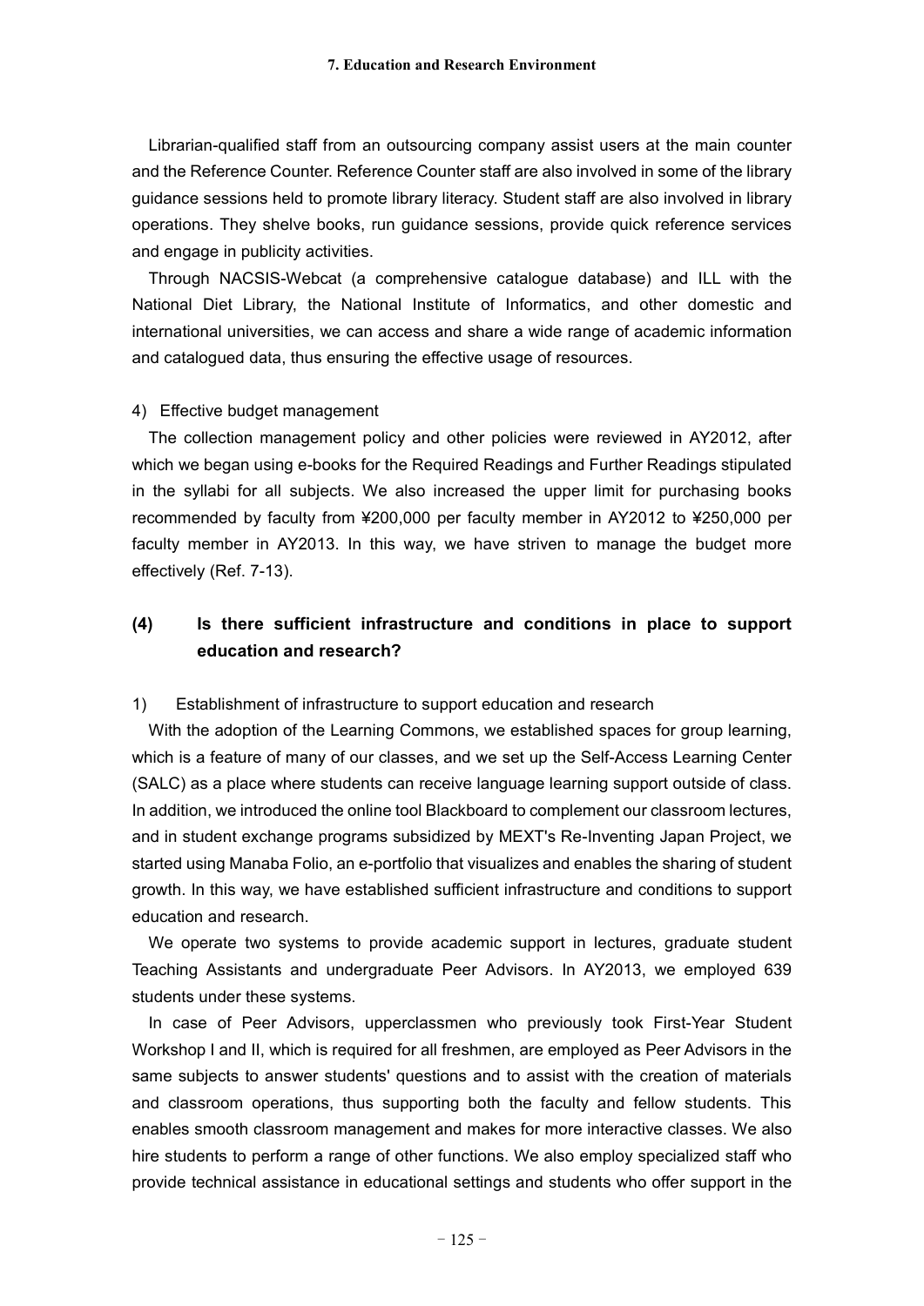Librarian-qualified staff from an outsourcing company assist users at the main counter and the Reference Counter. Reference Counter staff are also involved in some of the library guidance sessions held to promote library literacy. Student staff are also involved in library operations. They shelve books, run guidance sessions, provide quick reference services and engage in publicity activities.

Through NACSIS-Webcat (a comprehensive catalogue database) and ILL with the National Diet Library, the National Institute of Informatics, and other domestic and international universities, we can access and share a wide range of academic information and catalogued data, thus ensuring the effective usage of resources.

4) Effective budget management

The collection management policy and other policies were reviewed in AY2012, after which we began using e-books for the Required Readings and Further Readings stipulated in the syllabi for all subjects. We also increased the upper limit for purchasing books recommended by faculty from ¥200,000 per faculty member in AY2012 to ¥250,000 per faculty member in AY2013. In this way, we have striven to manage the budget more effectively (Ref. 7-13).

## (4) Is there sufficient infrastructure and conditions in place to support education and research?

1) Establishment of infrastructure to support education and research

With the adoption of the Learning Commons, we established spaces for group learning, which is a feature of many of our classes, and we set up the Self-Access Learning Center (SALC) as a place where students can receive language learning support outside of class. In addition, we introduced the online tool Blackboard to complement our classroom lectures, and in student exchange programs subsidized by MEXT's Re-Inventing Japan Project, we started using Manaba Folio, an e-portfolio that visualizes and enables the sharing of student growth. In this way, we have established sufficient infrastructure and conditions to support education and research.

We operate two systems to provide academic support in lectures, graduate student Teaching Assistants and undergraduate Peer Advisors. In AY2013, we employed 639 students under these systems.

In case of Peer Advisors, upperclassmen who previously took First-Year Student Workshop I and II, which is required for all freshmen, are employed as Peer Advisors in the same subjects to answer students' questions and to assist with the creation of materials and classroom operations, thus supporting both the faculty and fellow students. This enables smooth classroom management and makes for more interactive classes. We also hire students to perform a range of other functions. We also employ specialized staff who provide technical assistance in educational settings and students who offer support in the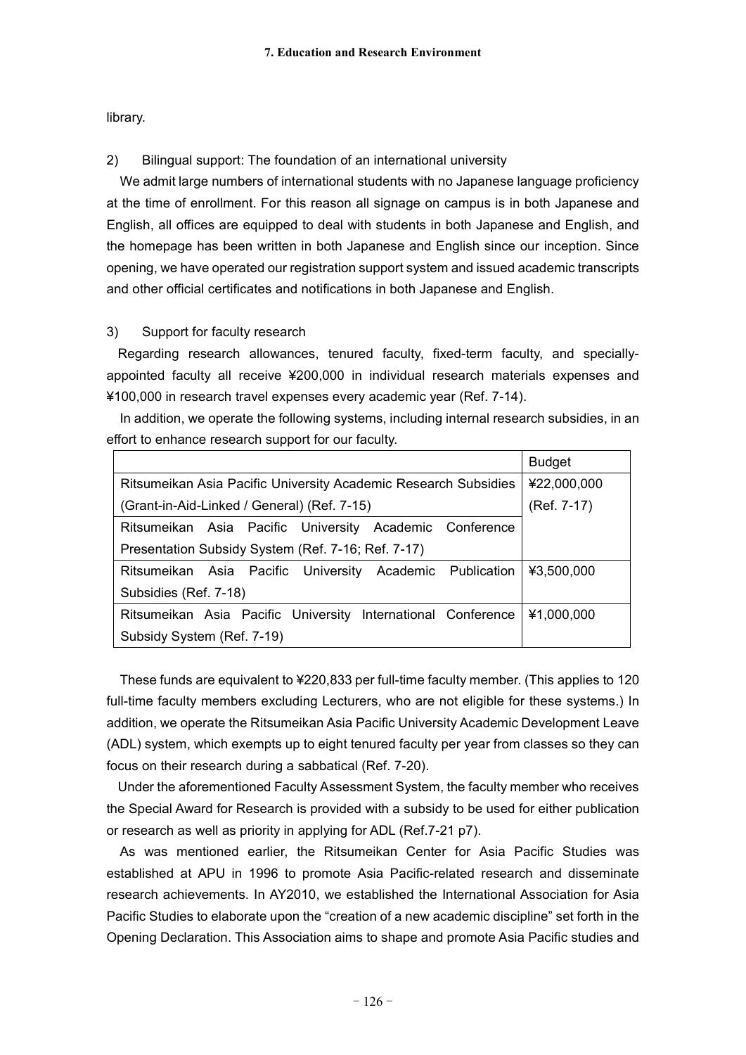library.

2) Bilingual support: The foundation of an international university

We admit large numbers of international students with no Japanese language proficiency at the time of enrollment. For this reason all signage on campus is in both Japanese and English, all offices are equipped to deal with students in both Japanese and English, and the homepage has been written in both Japanese and English since our inception. Since opening, we have operated our registration support system and issued academic transcripts and other official certificates and notifications in both Japanese and English.

3) Support for faculty research

Regarding research allowances, tenured faculty, fixed-term faculty, and specially-appointed faculty all receive ¥200,000 in individual research materials expenses and ¥100,000 in research travel expenses every academic year (Ref. 7-14).

In addition, we operate the following systems, including internal research subsidies, in an effort to enhance research support for our faculty.

| | Budget |
|---|---|
| Ritsumeikan Asia Pacific University Academic Research Subsidies (Grant-in-Aid-Linked / General) (Ref. 7-15) | ¥22,000,000 (Ref. 7-17) |
| Ritsumeikan Asia Pacific University Academic Conference Presentation Subsidy System (Ref. 7-16; Ref. 7-17) | |
| Ritsumeikan Asia Pacific University Academic Publication Subsidies (Ref. 7-18) | ¥3,500,000 |
| Ritsumeikan Asia Pacific University International Conference Subsidy System (Ref. 7-19) | ¥1,000,000 |

These funds are equivalent to ¥220,833 per full-time faculty member. (This applies to 120 full-time faculty members excluding Lecturers, who are not eligible for these systems.) In addition, we operate the Ritsumeikan Asia Pacific University Academic Development Leave (ADL) system, which exempts up to eight tenured faculty per year from classes so they can focus on their research during a sabbatical (Ref. 7-20).

Under the aforementioned Faculty Assessment System, the faculty member who receives the Special Award for Research is provided with a subsidy to be used for either publication or research as well as priority in applying for ADL (Ref.7-21 p7).

As was mentioned earlier, the Ritsumeikan Center for Asia Pacific Studies was established at APU in 1996 to promote Asia Pacific-related research and disseminate research achievements. In AY2010, we established the International Association for Asia Pacific Studies to elaborate upon the "creation of a new academic discipline" set forth in the Opening Declaration. This Association aims to shape and promote Asia Pacific studies and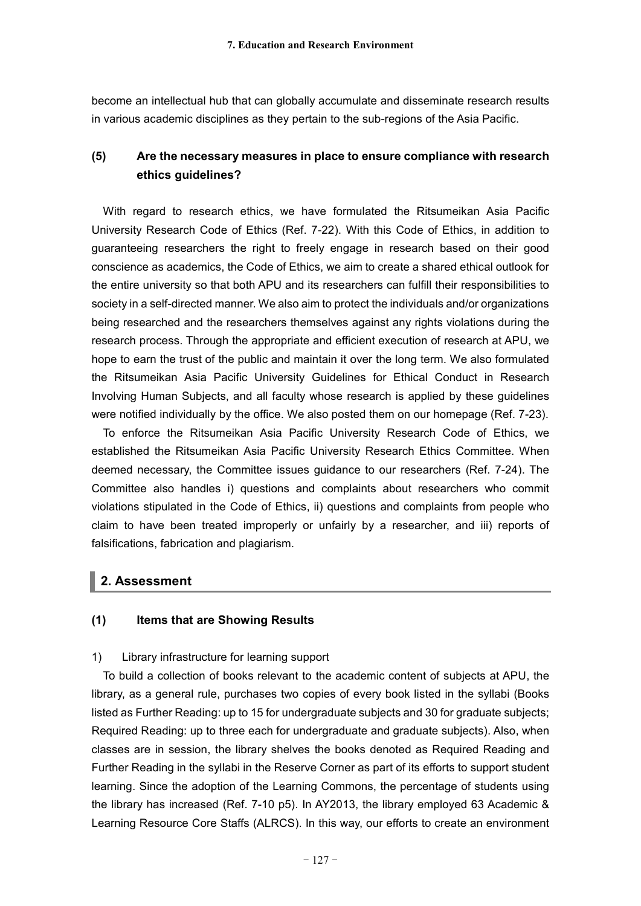become an intellectual hub that can globally accumulate and disseminate research results in various academic disciplines as they pertain to the sub-regions of the Asia Pacific.

### (5) Are the necessary measures in place to ensure compliance with research ethics guidelines?

With regard to research ethics, we have formulated the Ritsumeikan Asia Pacific University Research Code of Ethics (Ref. 7-22). With this Code of Ethics, in addition to guaranteeing researchers the right to freely engage in research based on their good conscience as academics, the Code of Ethics, we aim to create a shared ethical outlook for the entire university so that both APU and its researchers can fulfill their responsibilities to society in a self-directed manner. We also aim to protect the individuals and/or organizations being researched and the researchers themselves against any rights violations during the research process. Through the appropriate and efficient execution of research at APU, we hope to earn the trust of the public and maintain it over the long term. We also formulated the Ritsumeikan Asia Pacific University Guidelines for Ethical Conduct in Research Involving Human Subjects, and all faculty whose research is applied by these guidelines were notified individually by the office. We also posted them on our homepage (Ref. 7-23).

To enforce the Ritsumeikan Asia Pacific University Research Code of Ethics, we established the Ritsumeikan Asia Pacific University Research Ethics Committee. When deemed necessary, the Committee issues guidance to our researchers (Ref. 7-24). The Committee also handles i) questions and complaints about researchers who commit violations stipulated in the Code of Ethics, ii) questions and complaints from people who claim to have been treated improperly or unfairly by a researcher, and iii) reports of falsifications, fabrication and plagiarism.

## 2. Assessment

### (1) Items that are Showing Results

1) Library infrastructure for learning support

To build a collection of books relevant to the academic content of subjects at APU, the library, as a general rule, purchases two copies of every book listed in the syllabi (Books listed as Further Reading: up to 15 for undergraduate subjects and 30 for graduate subjects; Required Reading: up to three each for undergraduate and graduate subjects). Also, when classes are in session, the library shelves the books denoted as Required Reading and Further Reading in the syllabi in the Reserve Corner as part of its efforts to support student learning. Since the adoption of the Learning Commons, the percentage of students using the library has increased (Ref. 7-10 p5). In AY2013, the library employed 63 Academic & Learning Resource Core Staffs (ALRCS). In this way, our efforts to create an environment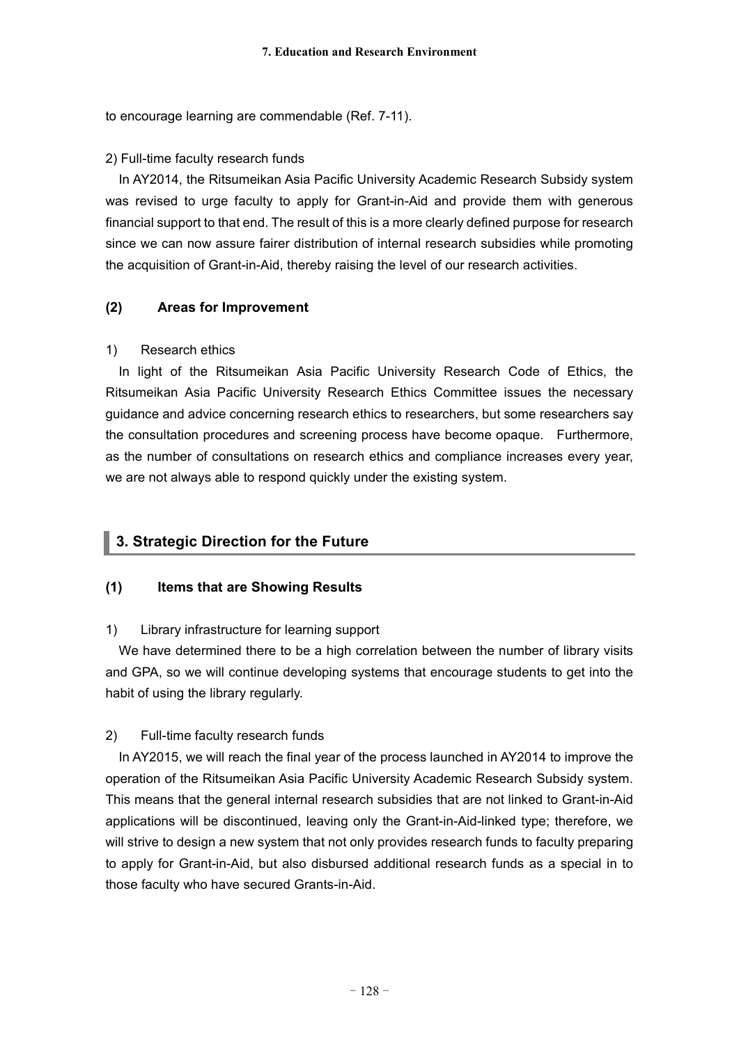to encourage learning are commendable (Ref. 7-11).

2) Full-time faculty research funds

In AY2014, the Ritsumeikan Asia Pacific University Academic Research Subsidy system was revised to urge faculty to apply for Grant-in-Aid and provide them with generous financial support to that end. The result of this is a more clearly defined purpose for research since we can now assure fairer distribution of internal research subsidies while promoting the acquisition of Grant-in-Aid, thereby raising the level of our research activities.

### (2) Areas for Improvement

1) Research ethics

In light of the Ritsumeikan Asia Pacific University Research Code of Ethics, the Ritsumeikan Asia Pacific University Research Ethics Committee issues the necessary guidance and advice concerning research ethics to researchers, but some researchers say the consultation procedures and screening process have become opaque. Furthermore, as the number of consultations on research ethics and compliance increases every year, we are not always able to respond quickly under the existing system.

## 3. Strategic Direction for the Future

### (1) Items that are Showing Results

1) Library infrastructure for learning support

We have determined there to be a high correlation between the number of library visits and GPA, so we will continue developing systems that encourage students to get into the habit of using the library regularly.

2) Full-time faculty research funds

In AY2015, we will reach the final year of the process launched in AY2014 to improve the operation of the Ritsumeikan Asia Pacific University Academic Research Subsidy system. This means that the general internal research subsidies that are not linked to Grant-in-Aid applications will be discontinued, leaving only the Grant-in-Aid-linked type; therefore, we will strive to design a new system that not only provides research funds to faculty preparing to apply for Grant-in-Aid, but also disbursed additional research funds as a special in to those faculty who have secured Grants-in-Aid.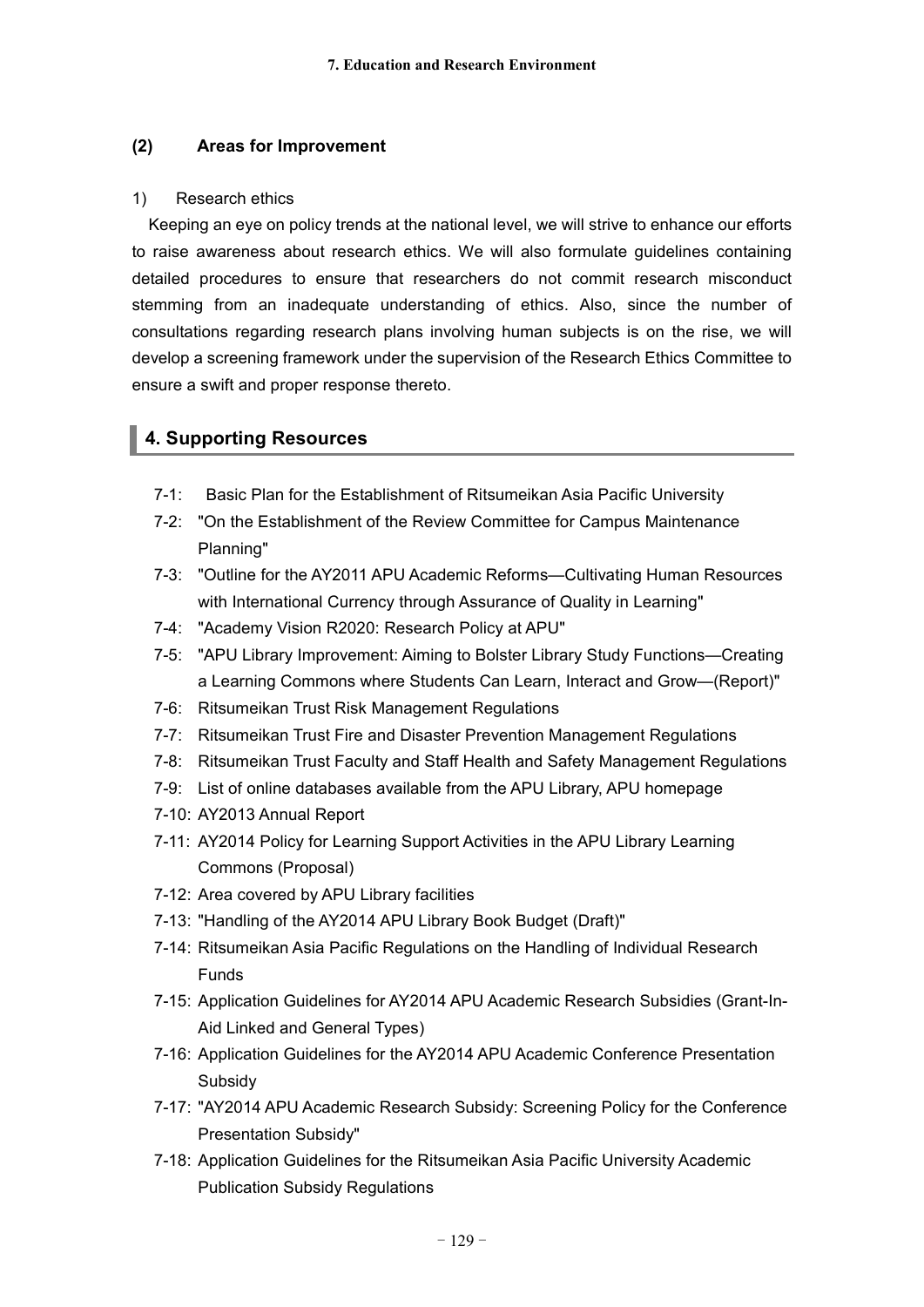### (2) Areas for Improvement

1) Research ethics

Keeping an eye on policy trends at the national level, we will strive to enhance our efforts to raise awareness about research ethics. We will also formulate guidelines containing detailed procedures to ensure that researchers do not commit research misconduct stemming from an inadequate understanding of ethics. Also, since the number of consultations regarding research plans involving human subjects is on the rise, we will develop a screening framework under the supervision of the Research Ethics Committee to ensure a swift and proper response thereto.

## 4. Supporting Resources

- 7-1: Basic Plan for the Establishment of Ritsumeikan Asia Pacific University
- 7-2: "On the Establishment of the Review Committee for Campus Maintenance Planning"
- 7-3: "Outline for the AY2011 APU Academic Reforms—Cultivating Human Resources with International Currency through Assurance of Quality in Learning"
- 7-4: "Academy Vision R2020: Research Policy at APU"
- 7-5: "APU Library Improvement: Aiming to Bolster Library Study Functions—Creating a Learning Commons where Students Can Learn, Interact and Grow—(Report)"
- 7-6: Ritsumeikan Trust Risk Management Regulations
- 7-7: Ritsumeikan Trust Fire and Disaster Prevention Management Regulations
- 7-8: Ritsumeikan Trust Faculty and Staff Health and Safety Management Regulations
- 7-9: List of online databases available from the APU Library, APU homepage
- 7-10: AY2013 Annual Report
- 7-11: AY2014 Policy for Learning Support Activities in the APU Library Learning Commons (Proposal)
- 7-12: Area covered by APU Library facilities
- 7-13: "Handling of the AY2014 APU Library Book Budget (Draft)"
- 7-14: Ritsumeikan Asia Pacific Regulations on the Handling of Individual Research Funds
- 7-15: Application Guidelines for AY2014 APU Academic Research Subsidies (Grant-In-Aid Linked and General Types)
- 7-16: Application Guidelines for the AY2014 APU Academic Conference Presentation Subsidy
- 7-17: "AY2014 APU Academic Research Subsidy: Screening Policy for the Conference Presentation Subsidy"
- 7-18: Application Guidelines for the Ritsumeikan Asia Pacific University Academic Publication Subsidy Regulations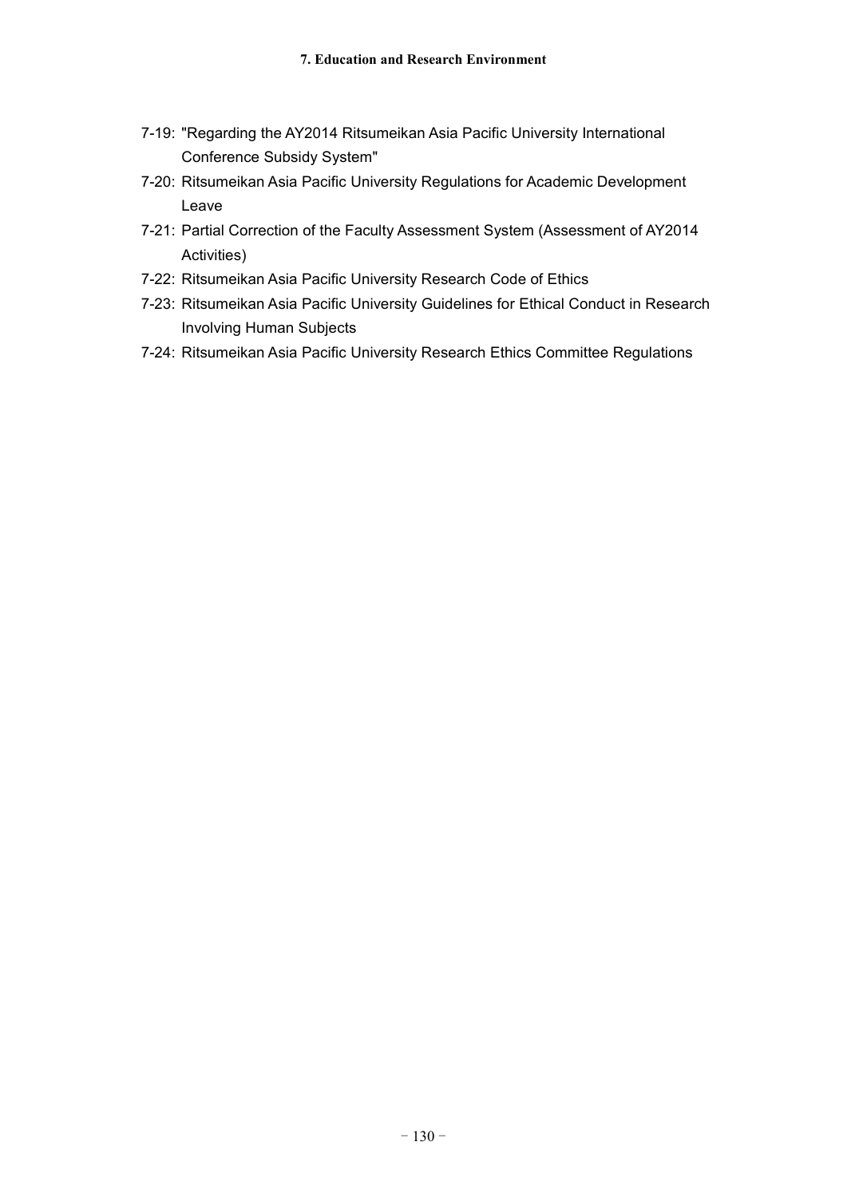- 7-19: "Regarding the AY2014 Ritsumeikan Asia Pacific University International Conference Subsidy System"
- 7-20: Ritsumeikan Asia Pacific University Regulations for Academic Development Leave
- 7-21: Partial Correction of the Faculty Assessment System (Assessment of AY2014 Activities)
- 7-22: Ritsumeikan Asia Pacific University Research Code of Ethics
- 7-23: Ritsumeikan Asia Pacific University Guidelines for Ethical Conduct in Research Involving Human Subjects
- 7-24: Ritsumeikan Asia Pacific University Research Ethics Committee Regulations